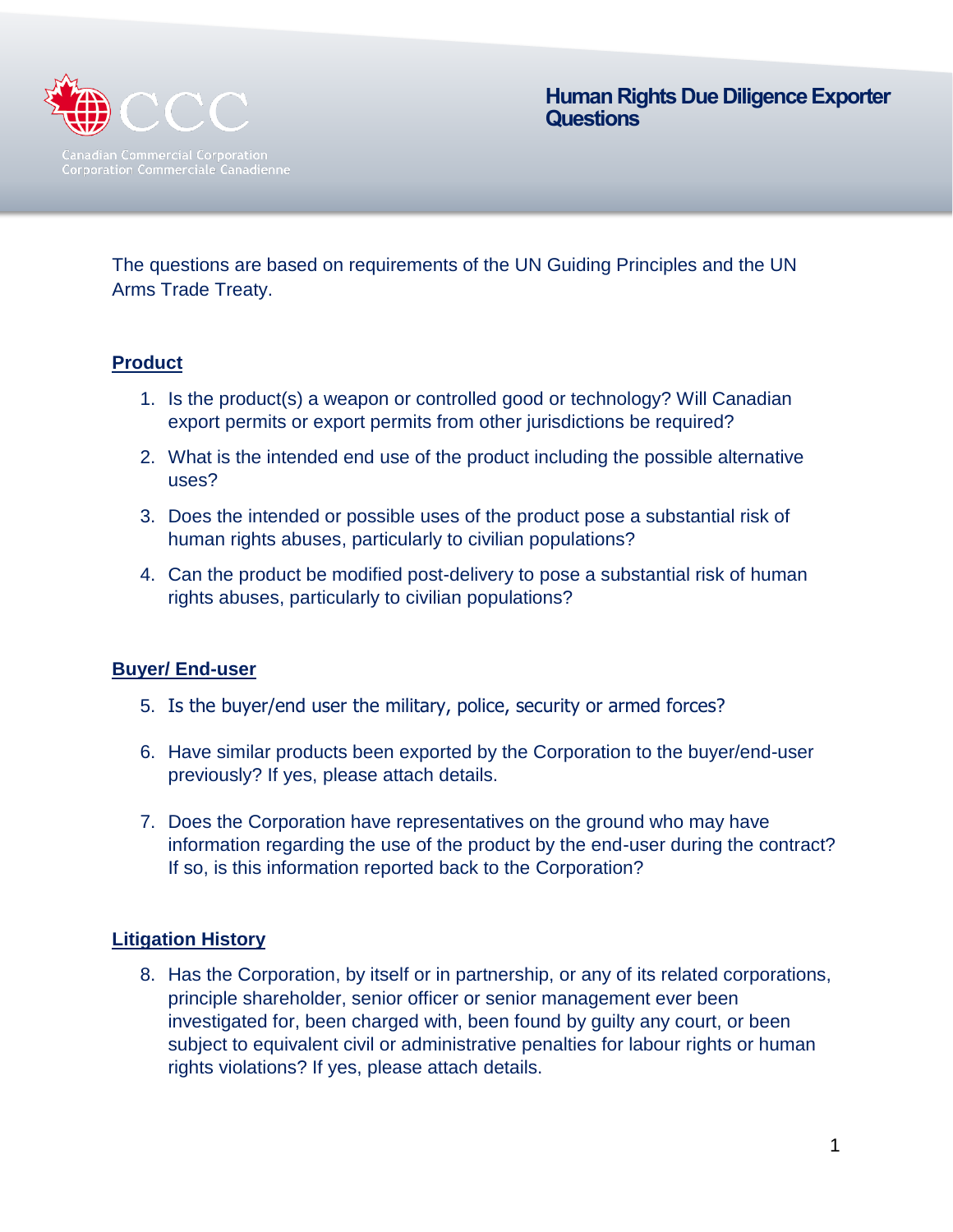Canadian Commercial Corporation
Corporation Commerciale Canadienne

# Human Rights Due Diligence Exporter Questions

The questions are based on requirements of the UN Guiding Principles and the UN Arms Trade Treaty.

## Product

1. Is the product(s) a weapon or controlled good or technology? Will Canadian export permits or export permits from other jurisdictions be required?
2. What is the intended end use of the product including the possible alternative uses?
3. Does the intended or possible uses of the product pose a substantial risk of human rights abuses, particularly to civilian populations?
4. Can the product be modified post-delivery to pose a substantial risk of human rights abuses, particularly to civilian populations?

## Buyer/ End-user

5. Is the buyer/end user the military, police, security or armed forces?
6. Have similar products been exported by the Corporation to the buyer/end-user previously? If yes, please attach details.
7. Does the Corporation have representatives on the ground who may have information regarding the use of the product by the end-user during the contract? If so, is this information reported back to the Corporation?

## Litigation History

8. Has the Corporation, by itself or in partnership, or any of its related corporations, principle shareholder, senior officer or senior management ever been investigated for, been charged with, been found by guilty any court, or been subject to equivalent civil or administrative penalties for labour rights or human rights violations? If yes, please attach details.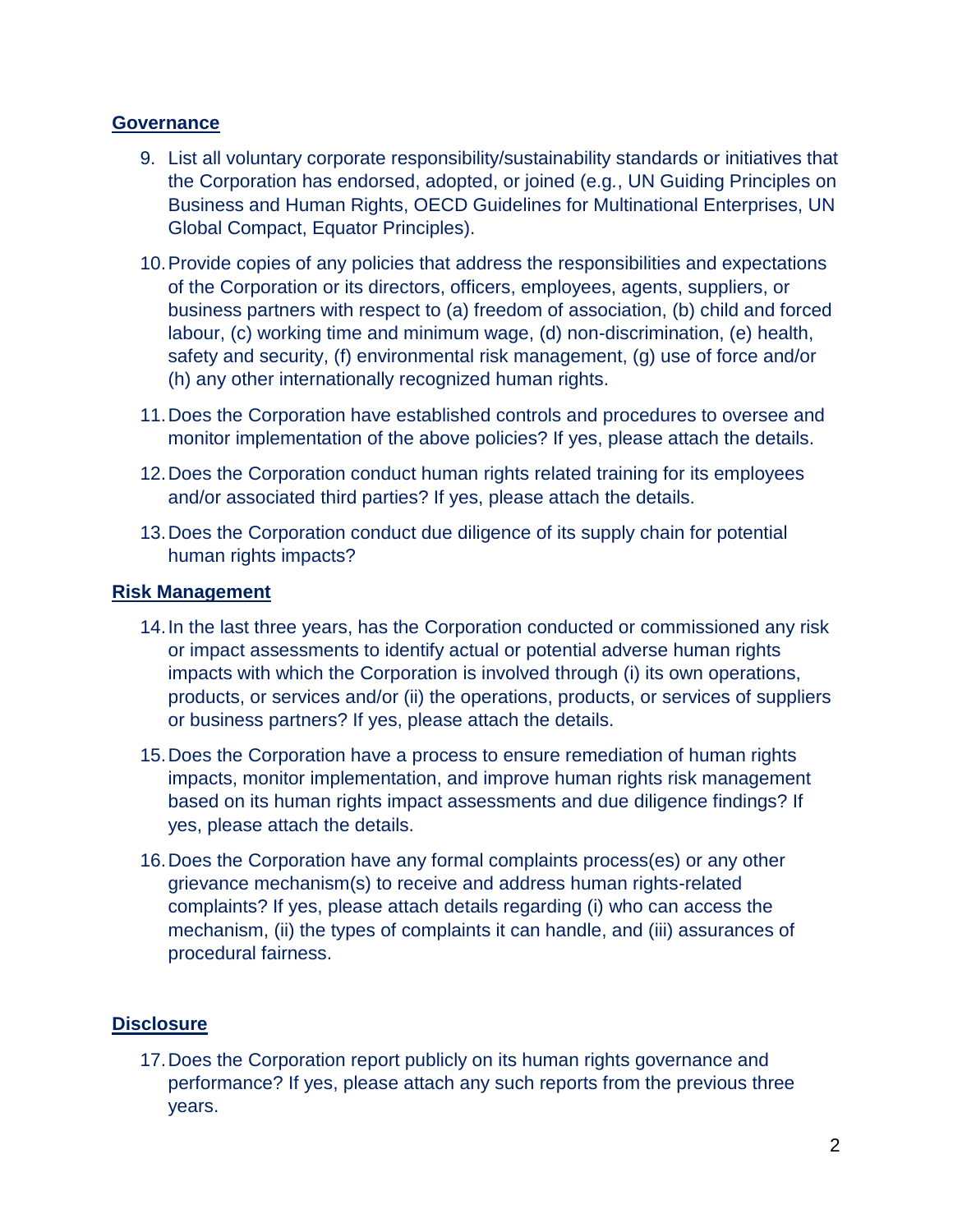## Governance

9. List all voluntary corporate responsibility/sustainability standards or initiatives that the Corporation has endorsed, adopted, or joined (e.g., UN Guiding Principles on Business and Human Rights, OECD Guidelines for Multinational Enterprises, UN Global Compact, Equator Principles).

10. Provide copies of any policies that address the responsibilities and expectations of the Corporation or its directors, officers, employees, agents, suppliers, or business partners with respect to (a) freedom of association, (b) child and forced labour, (c) working time and minimum wage, (d) non-discrimination, (e) health, safety and security, (f) environmental risk management, (g) use of force and/or (h) any other internationally recognized human rights.

11. Does the Corporation have established controls and procedures to oversee and monitor implementation of the above policies? If yes, please attach the details.

12. Does the Corporation conduct human rights related training for its employees and/or associated third parties? If yes, please attach the details.

13. Does the Corporation conduct due diligence of its supply chain for potential human rights impacts?

## Risk Management

14. In the last three years, has the Corporation conducted or commissioned any risk or impact assessments to identify actual or potential adverse human rights impacts with which the Corporation is involved through (i) its own operations, products, or services and/or (ii) the operations, products, or services of suppliers or business partners? If yes, please attach the details.

15. Does the Corporation have a process to ensure remediation of human rights impacts, monitor implementation, and improve human rights risk management based on its human rights impact assessments and due diligence findings? If yes, please attach the details.

16. Does the Corporation have any formal complaints process(es) or any other grievance mechanism(s) to receive and address human rights-related complaints? If yes, please attach details regarding (i) who can access the mechanism, (ii) the types of complaints it can handle, and (iii) assurances of procedural fairness.

## Disclosure

17. Does the Corporation report publicly on its human rights governance and performance? If yes, please attach any such reports from the previous three years.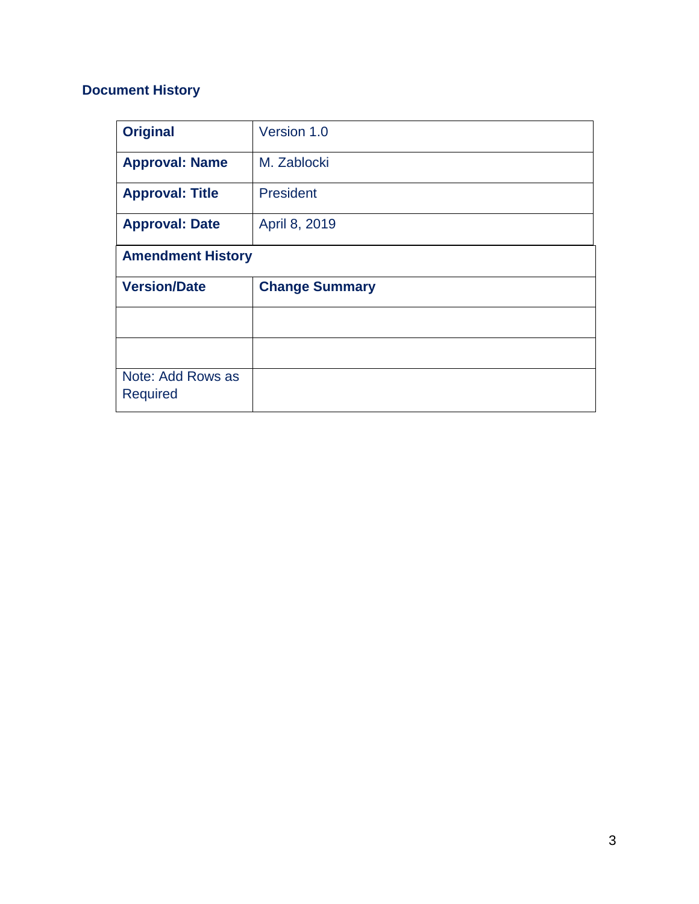## Document History

| | |
|---|---|
| **Original** | Version 1.0 |
| **Approval: Name** | M. Zablocki |
| **Approval: Title** | President |
| **Approval: Date** | April 8, 2019 |
| **Amendment History** | |
| **Version/Date** | **Change Summary** |
| | |
| | |
| Note: Add Rows as Required | |